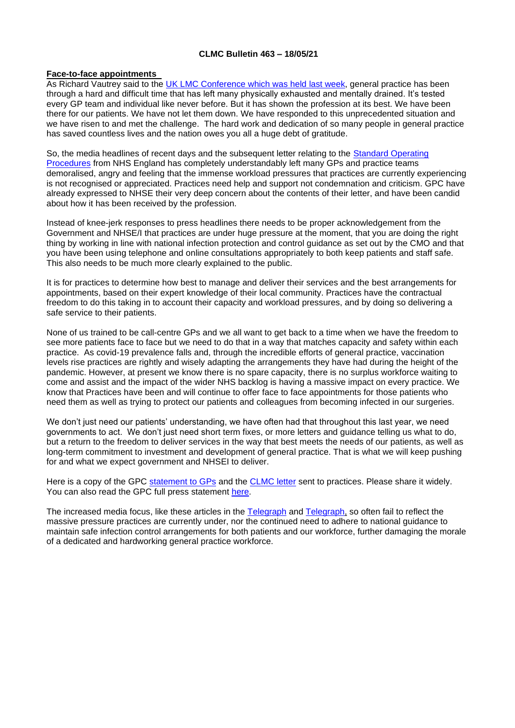**CLMC Bulletin 463 – 18/05/21**

**Face-to-face appointments**

As Richard Vautrey said to the UK LMC Conference which was held last week, general practice has been through a hard and difficult time that has left many physically exhausted and mentally drained. It's tested every GP team and individual like never before. But it has shown the profession at its best. We have been there for our patients. We have not let them down. We have responded to this unprecedented situation and we have risen to and met the challenge. The hard work and dedication of so many people in general practice has saved countless lives and the nation owes you all a huge debt of gratitude.

So, the media headlines of recent days and the subsequent letter relating to the Standard Operating Procedures from NHS England has completely understandably left many GPs and practice teams demoralised, angry and feeling that the immense workload pressures that practices are currently experiencing is not recognised or appreciated. Practices need help and support not condemnation and criticism. GPC have already expressed to NHSE their very deep concern about the contents of their letter, and have been candid about how it has been received by the profession.

Instead of knee-jerk responses to press headlines there needs to be proper acknowledgement from the Government and NHSE/I that practices are under huge pressure at the moment, that you are doing the right thing by working in line with national infection protection and control guidance as set out by the CMO and that you have been using telephone and online consultations appropriately to both keep patients and staff safe. This also needs to be much more clearly explained to the public.

It is for practices to determine how best to manage and deliver their services and the best arrangements for appointments, based on their expert knowledge of their local community. Practices have the contractual freedom to do this taking in to account their capacity and workload pressures, and by doing so delivering a safe service to their patients.

None of us trained to be call-centre GPs and we all want to get back to a time when we have the freedom to see more patients face to face but we need to do that in a way that matches capacity and safety within each practice. As covid-19 prevalence falls and, through the incredible efforts of general practice, vaccination levels rise practices are rightly and wisely adapting the arrangements they have had during the height of the pandemic. However, at present we know there is no spare capacity, there is no surplus workforce waiting to come and assist and the impact of the wider NHS backlog is having a massive impact on every practice. We know that Practices have been and will continue to offer face to face appointments for those patients who need them as well as trying to protect our patients and colleagues from becoming infected in our surgeries.

We don't just need our patients' understanding, we have often had that throughout this last year, we need governments to act. We don't just need short term fixes, or more letters and guidance telling us what to do, but a return to the freedom to deliver services in the way that best meets the needs of our patients, as well as long-term commitment to investment and development of general practice. That is what we will keep pushing for and what we expect government and NHSEI to deliver.

Here is a copy of the GPC statement to GPs and the CLMC letter sent to practices. Please share it widely. You can also read the GPC full press statement here.

The increased media focus, like these articles in the Telegraph and Telegraph, so often fail to reflect the massive pressure practices are currently under, nor the continued need to adhere to national guidance to maintain safe infection control arrangements for both patients and our workforce, further damaging the morale of a dedicated and hardworking general practice workforce.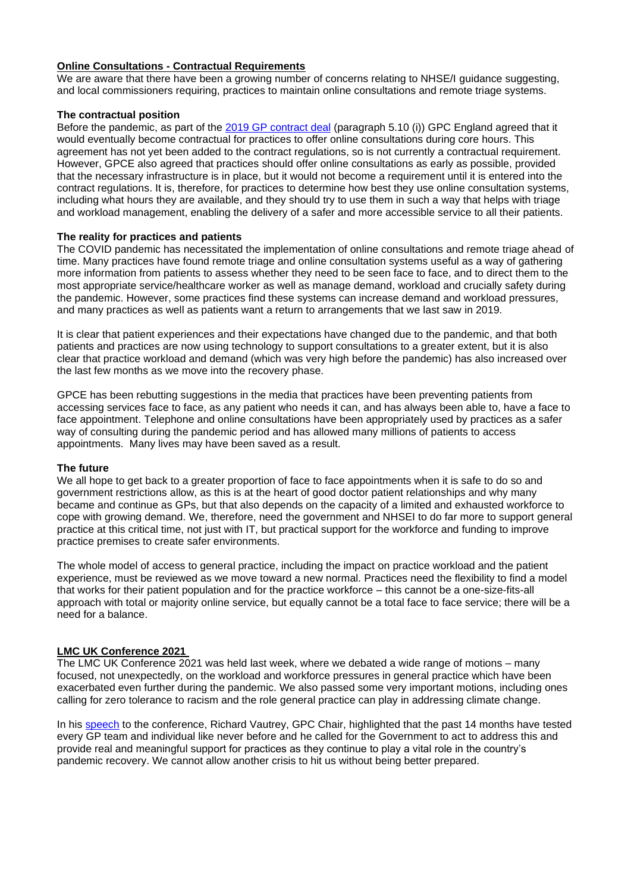## Online Consultations - Contractual Requirements

We are aware that there have been a growing number of concerns relating to NHSE/I guidance suggesting, and local commissioners requiring, practices to maintain online consultations and remote triage systems.

### The contractual position

Before the pandemic, as part of the 2019 GP contract deal (paragraph 5.10 (i)) GPC England agreed that it would eventually become contractual for practices to offer online consultations during core hours. This agreement has not yet been added to the contract regulations, so is not currently a contractual requirement. However, GPCE also agreed that practices should offer online consultations as early as possible, provided that the necessary infrastructure is in place, but it would not become a requirement until it is entered into the contract regulations. It is, therefore, for practices to determine how best they use online consultation systems, including what hours they are available, and they should try to use them in such a way that helps with triage and workload management, enabling the delivery of a safer and more accessible service to all their patients.

### The reality for practices and patients

The COVID pandemic has necessitated the implementation of online consultations and remote triage ahead of time. Many practices have found remote triage and online consultation systems useful as a way of gathering more information from patients to assess whether they need to be seen face to face, and to direct them to the most appropriate service/healthcare worker as well as manage demand, workload and crucially safety during the pandemic. However, some practices find these systems can increase demand and workload pressures, and many practices as well as patients want a return to arrangements that we last saw in 2019.

It is clear that patient experiences and their expectations have changed due to the pandemic, and that both patients and practices are now using technology to support consultations to a greater extent, but it is also clear that practice workload and demand (which was very high before the pandemic) has also increased over the last few months as we move into the recovery phase.

GPCE has been rebutting suggestions in the media that practices have been preventing patients from accessing services face to face, as any patient who needs it can, and has always been able to, have a face to face appointment. Telephone and online consultations have been appropriately used by practices as a safer way of consulting during the pandemic period and has allowed many millions of patients to access appointments. Many lives may have been saved as a result.

### The future

We all hope to get back to a greater proportion of face to face appointments when it is safe to do so and government restrictions allow, as this is at the heart of good doctor patient relationships and why many became and continue as GPs, but that also depends on the capacity of a limited and exhausted workforce to cope with growing demand. We, therefore, need the government and NHSEI to do far more to support general practice at this critical time, not just with IT, but practical support for the workforce and funding to improve practice premises to create safer environments.

The whole model of access to general practice, including the impact on practice workload and the patient experience, must be reviewed as we move toward a new normal. Practices need the flexibility to find a model that works for their patient population and for the practice workforce – this cannot be a one-size-fits-all approach with total or majority online service, but equally cannot be a total face to face service; there will be a need for a balance.

## LMC UK Conference 2021

The LMC UK Conference 2021 was held last week, where we debated a wide range of motions – many focused, not unexpectedly, on the workload and workforce pressures in general practice which have been exacerbated even further during the pandemic. We also passed some very important motions, including ones calling for zero tolerance to racism and the role general practice can play in addressing climate change.

In his speech to the conference, Richard Vautrey, GPC Chair, highlighted that the past 14 months have tested every GP team and individual like never before and he called for the Government to act to address this and provide real and meaningful support for practices as they continue to play a vital role in the country's pandemic recovery. We cannot allow another crisis to hit us without being better prepared.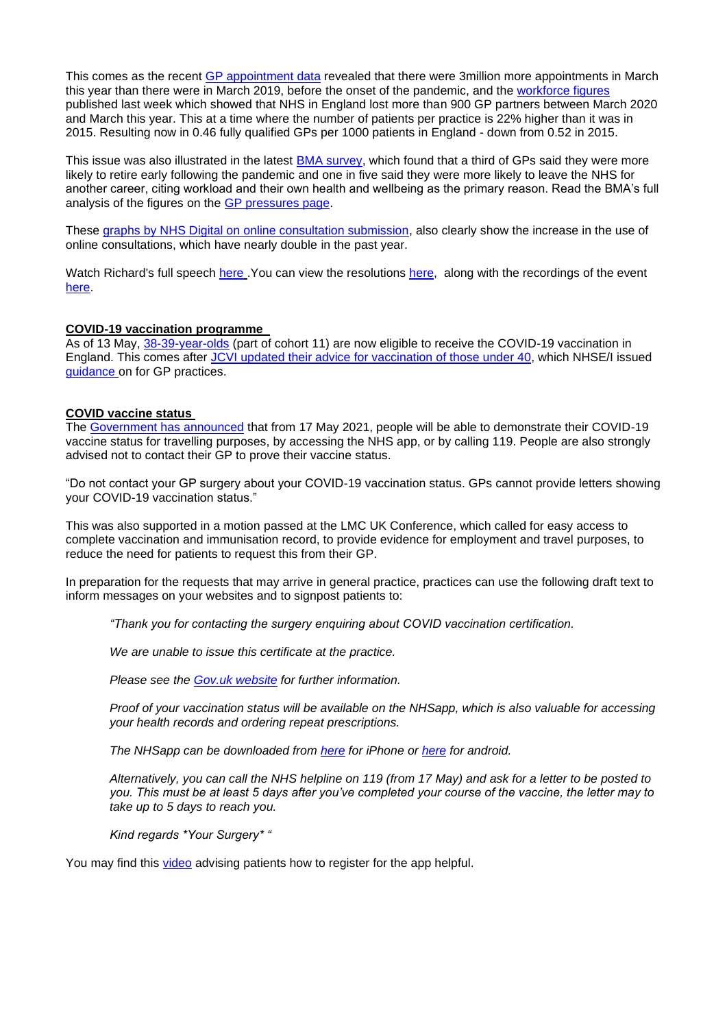This comes as the recent GP appointment data revealed that there were 3million more appointments in March this year than there were in March 2019, before the onset of the pandemic, and the workforce figures published last week which showed that NHS in England lost more than 900 GP partners between March 2020 and March this year. This at a time where the number of patients per practice is 22% higher than it was in 2015. Resulting now in 0.46 fully qualified GPs per 1000 patients in England - down from 0.52 in 2015.

This issue was also illustrated in the latest BMA survey, which found that a third of GPs said they were more likely to retire early following the pandemic and one in five said they were more likely to leave the NHS for another career, citing workload and their own health and wellbeing as the primary reason. Read the BMA's full analysis of the figures on the GP pressures page.

These graphs by NHS Digital on online consultation submission, also clearly show the increase in the use of online consultations, which have nearly double in the past year.

Watch Richard's full speech here .You can view the resolutions here, along with the recordings of the event here.

**COVID-19 vaccination programme**

As of 13 May, 38-39-year-olds (part of cohort 11) are now eligible to receive the COVID-19 vaccination in England. This comes after JCVI updated their advice for vaccination of those under 40, which NHSE/I issued guidance on for GP practices.

**COVID vaccine status**

The Government has announced that from 17 May 2021, people will be able to demonstrate their COVID-19 vaccine status for travelling purposes, by accessing the NHS app, or by calling 119. People are also strongly advised not to contact their GP to prove their vaccine status.

"Do not contact your GP surgery about your COVID-19 vaccination status. GPs cannot provide letters showing your COVID-19 vaccination status."

This was also supported in a motion passed at the LMC UK Conference, which called for easy access to complete vaccination and immunisation record, to provide evidence for employment and travel purposes, to reduce the need for patients to request this from their GP.

In preparation for the requests that may arrive in general practice, practices can use the following draft text to inform messages on your websites and to signpost patients to:

> *"Thank you for contacting the surgery enquiring about COVID vaccination certification.*
>
> *We are unable to issue this certificate at the practice.*
>
> *Please see the Gov.uk website for further information.*
>
> *Proof of your vaccination status will be available on the NHSapp, which is also valuable for accessing your health records and ordering repeat prescriptions.*
>
> *The NHSapp can be downloaded from here for iPhone or here for android.*
>
> *Alternatively, you can call the NHS helpline on 119 (from 17 May) and ask for a letter to be posted to you. This must be at least 5 days after you've completed your course of the vaccine, the letter may to take up to 5 days to reach you.*
>
> *Kind regards *Your Surgery* "*

You may find this video advising patients how to register for the app helpful.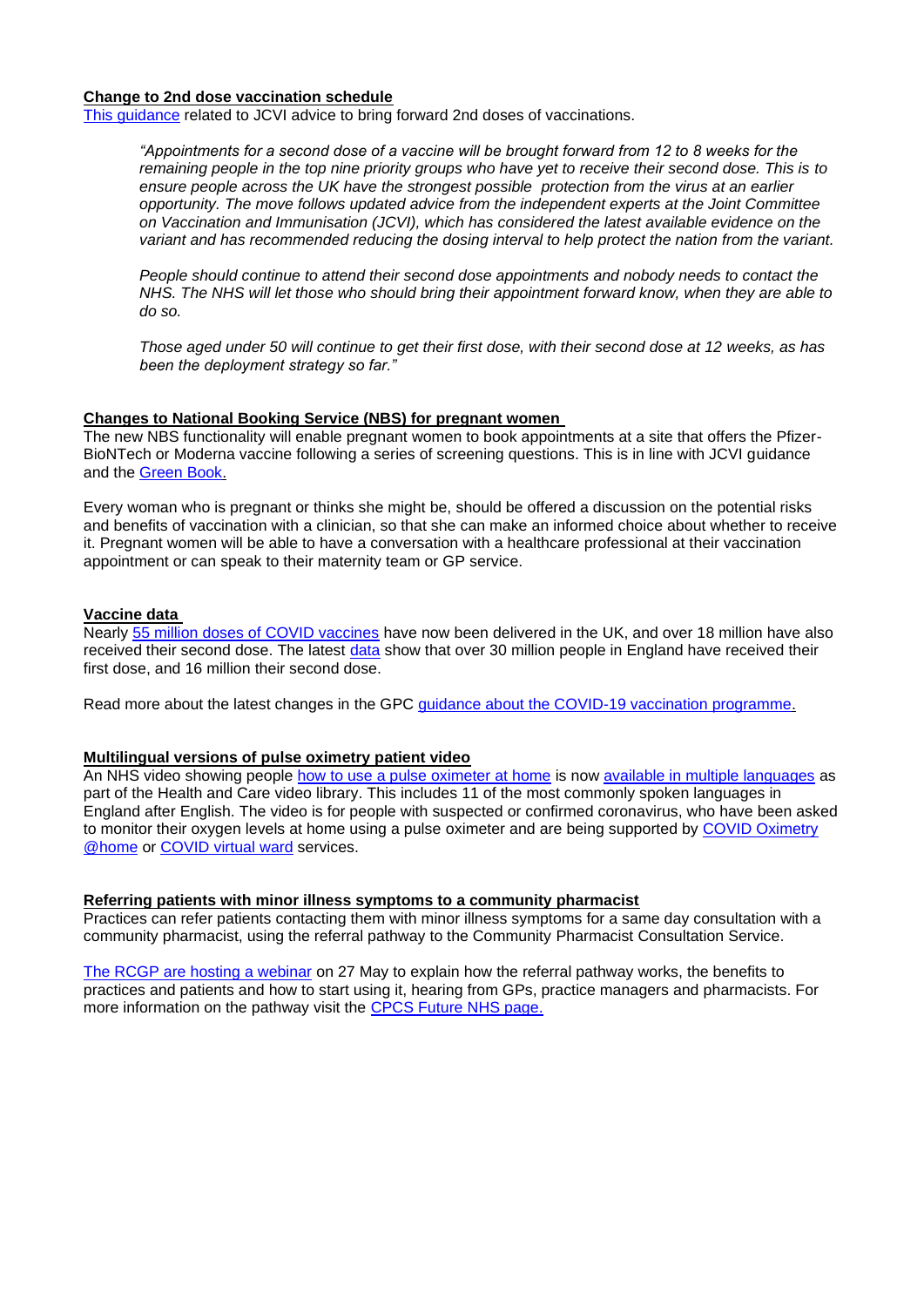**Change to 2nd dose vaccination schedule**

This guidance related to JCVI advice to bring forward 2nd doses of vaccinations.

> *"Appointments for a second dose of a vaccine will be brought forward from 12 to 8 weeks for the remaining people in the top nine priority groups who have yet to receive their second dose. This is to ensure people across the UK have the strongest possible protection from the virus at an earlier opportunity. The move follows updated advice from the independent experts at the Joint Committee on Vaccination and Immunisation (JCVI), which has considered the latest available evidence on the variant and has recommended reducing the dosing interval to help protect the nation from the variant.*
>
> *People should continue to attend their second dose appointments and nobody needs to contact the NHS. The NHS will let those who should bring their appointment forward know, when they are able to do so.*
>
> *Those aged under 50 will continue to get their first dose, with their second dose at 12 weeks, as has been the deployment strategy so far."*

**Changes to National Booking Service (NBS) for pregnant women**

The new NBS functionality will enable pregnant women to book appointments at a site that offers the Pfizer-BioNTech or Moderna vaccine following a series of screening questions. This is in line with JCVI guidance and the Green Book.

Every woman who is pregnant or thinks she might be, should be offered a discussion on the potential risks and benefits of vaccination with a clinician, so that she can make an informed choice about whether to receive it. Pregnant women will be able to have a conversation with a healthcare professional at their vaccination appointment or can speak to their maternity team or GP service.

**Vaccine data**

Nearly 55 million doses of COVID vaccines have now been delivered in the UK, and over 18 million have also received their second dose. The latest data show that over 30 million people in England have received their first dose, and 16 million their second dose.

Read more about the latest changes in the GPC guidance about the COVID-19 vaccination programme.

**Multilingual versions of pulse oximetry patient video**

An NHS video showing people how to use a pulse oximeter at home is now available in multiple languages as part of the Health and Care video library. This includes 11 of the most commonly spoken languages in England after English. The video is for people with suspected or confirmed coronavirus, who have been asked to monitor their oxygen levels at home using a pulse oximeter and are being supported by COVID Oximetry @home or COVID virtual ward services.

**Referring patients with minor illness symptoms to a community pharmacist**

Practices can refer patients contacting them with minor illness symptoms for a same day consultation with a community pharmacist, using the referral pathway to the Community Pharmacist Consultation Service.

The RCGP are hosting a webinar on 27 May to explain how the referral pathway works, the benefits to practices and patients and how to start using it, hearing from GPs, practice managers and pharmacists. For more information on the pathway visit the CPCS Future NHS page.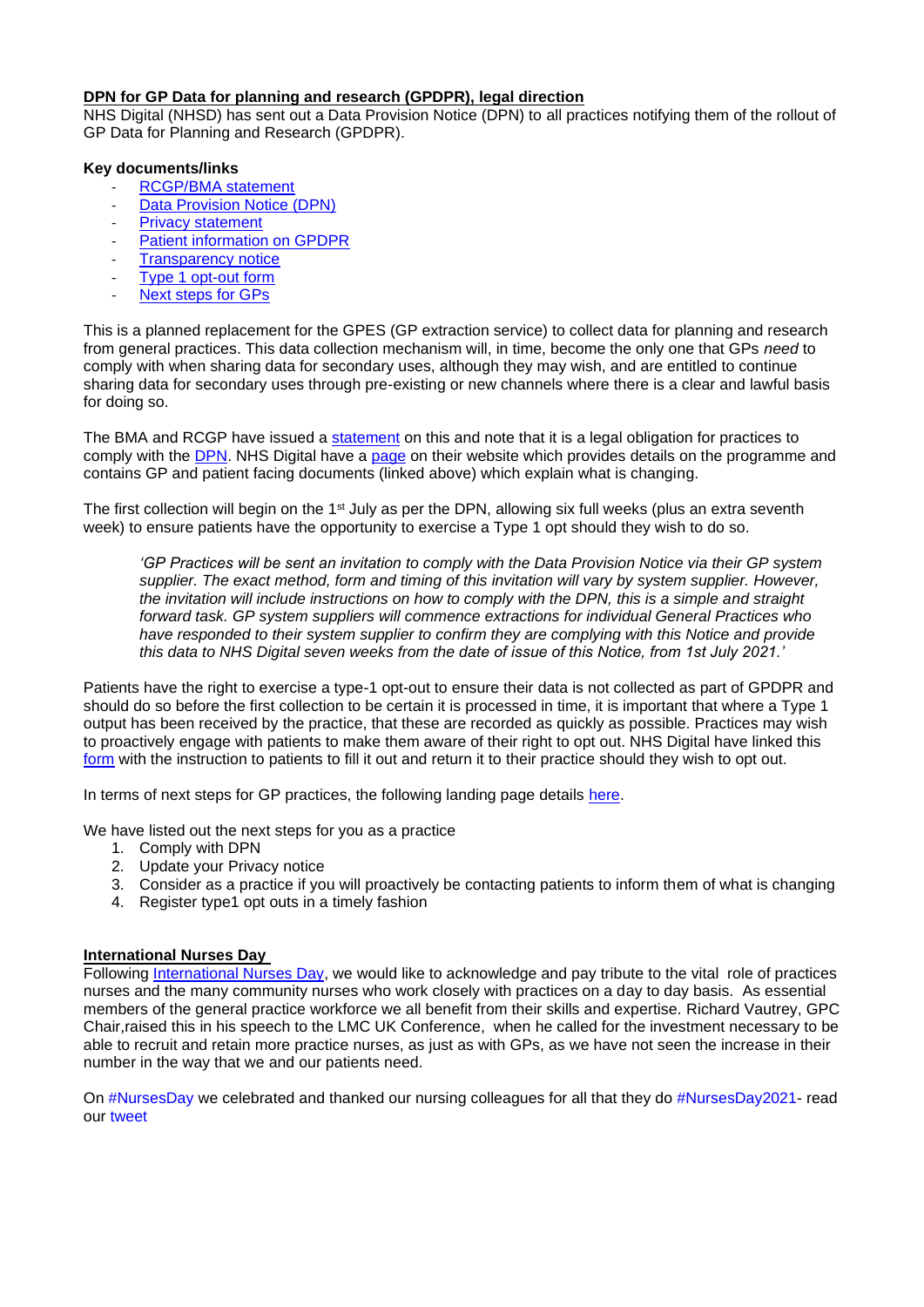## **DPN for GP Data for planning and research (GPDPR), legal direction**

NHS Digital (NHSD) has sent out a Data Provision Notice (DPN) to all practices notifying them of the rollout of GP Data for Planning and Research (GPDPR).

**Key documents/links**

- RCGP/BMA statement
- Data Provision Notice (DPN)
- Privacy statement
- Patient information on GPDPR
- Transparency notice
- Type 1 opt-out form
- Next steps for GPs

This is a planned replacement for the GPES (GP extraction service) to collect data for planning and research from general practices. This data collection mechanism will, in time, become the only one that GPs *need* to comply with when sharing data for secondary uses, although they may wish, and are entitled to continue sharing data for secondary uses through pre-existing or new channels where there is a clear and lawful basis for doing so.

The BMA and RCGP have issued a statement on this and note that it is a legal obligation for practices to comply with the DPN. NHS Digital have a page on their website which provides details on the programme and contains GP and patient facing documents (linked above) which explain what is changing.

The first collection will begin on the 1st July as per the DPN, allowing six full weeks (plus an extra seventh week) to ensure patients have the opportunity to exercise a Type 1 opt should they wish to do so.

> *'GP Practices will be sent an invitation to comply with the Data Provision Notice via their GP system supplier. The exact method, form and timing of this invitation will vary by system supplier. However, the invitation will include instructions on how to comply with the DPN, this is a simple and straight forward task. GP system suppliers will commence extractions for individual General Practices who have responded to their system supplier to confirm they are complying with this Notice and provide this data to NHS Digital seven weeks from the date of issue of this Notice, from 1st July 2021.'*

Patients have the right to exercise a type-1 opt-out to ensure their data is not collected as part of GPDPR and should do so before the first collection to be certain it is processed in time, it is important that where a Type 1 output has been received by the practice, that these are recorded as quickly as possible. Practices may wish to proactively engage with patients to make them aware of their right to opt out. NHS Digital have linked this form with the instruction to patients to fill it out and return it to their practice should they wish to opt out.

In terms of next steps for GP practices, the following landing page details here.

We have listed out the next steps for you as a practice

1. Comply with DPN
2. Update your Privacy notice
3. Consider as a practice if you will proactively be contacting patients to inform them of what is changing
4. Register type1 opt outs in a timely fashion

## **International Nurses Day**

Following International Nurses Day, we would like to acknowledge and pay tribute to the vital role of practices nurses and the many community nurses who work closely with practices on a day to day basis. As essential members of the general practice workforce we all benefit from their skills and expertise. Richard Vautrey, GPC Chair,raised this in his speech to the LMC UK Conference, when he called for the investment necessary to be able to recruit and retain more practice nurses, as just as with GPs, as we have not seen the increase in their number in the way that we and our patients need.

On #NursesDay we celebrated and thanked our nursing colleagues for all that they do #NursesDay2021- read our tweet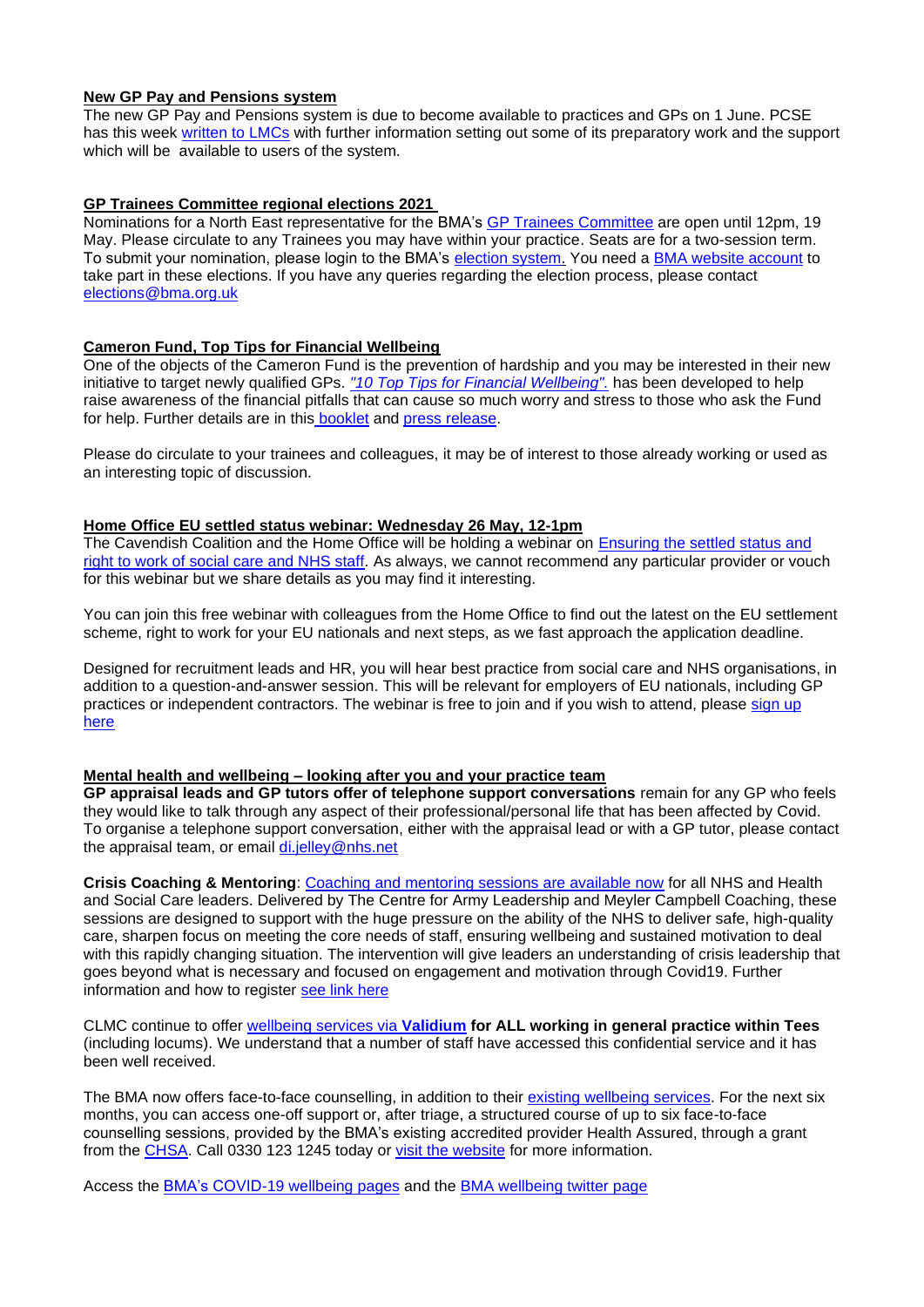**New GP Pay and Pensions system**

The new GP Pay and Pensions system is due to become available to practices and GPs on 1 June. PCSE has this week written to LMCs with further information setting out some of its preparatory work and the support which will be available to users of the system.

**GP Trainees Committee regional elections 2021**

Nominations for a North East representative for the BMA's GP Trainees Committee are open until 12pm, 19 May. Please circulate to any Trainees you may have within your practice. Seats are for a two-session term. To submit your nomination, please login to the BMA's election system. You need a BMA website account to take part in these elections. If you have any queries regarding the election process, please contact elections@bma.org.uk

**Cameron Fund, Top Tips for Financial Wellbeing**

One of the objects of the Cameron Fund is the prevention of hardship and you may be interested in their new initiative to target newly qualified GPs. *"10 Top Tips for Financial Wellbeing".* has been developed to help raise awareness of the financial pitfalls that can cause so much worry and stress to those who ask the Fund for help. Further details are in this booklet and press release.

Please do circulate to your trainees and colleagues, it may be of interest to those already working or used as an interesting topic of discussion.

**Home Office EU settled status webinar: Wednesday 26 May, 12-1pm**

The Cavendish Coalition and the Home Office will be holding a webinar on Ensuring the settled status and right to work of social care and NHS staff. As always, we cannot recommend any particular provider or vouch for this webinar but we share details as you may find it interesting.

You can join this free webinar with colleagues from the Home Office to find out the latest on the EU settlement scheme, right to work for your EU nationals and next steps, as we fast approach the application deadline.

Designed for recruitment leads and HR, you will hear best practice from social care and NHS organisations, in addition to a question-and-answer session. This will be relevant for employers of EU nationals, including GP practices or independent contractors. The webinar is free to join and if you wish to attend, please sign up here

**Mental health and wellbeing – looking after you and your practice team**

**GP appraisal leads and GP tutors offer of telephone support conversations** remain for any GP who feels they would like to talk through any aspect of their professional/personal life that has been affected by Covid. To organise a telephone support conversation, either with the appraisal lead or with a GP tutor, please contact the appraisal team, or email di.jelley@nhs.net

**Crisis Coaching & Mentoring**: Coaching and mentoring sessions are available now for all NHS and Health and Social Care leaders. Delivered by The Centre for Army Leadership and Meyler Campbell Coaching, these sessions are designed to support with the huge pressure on the ability of the NHS to deliver safe, high-quality care, sharpen focus on meeting the core needs of staff, ensuring wellbeing and sustained motivation to deal with this rapidly changing situation. The intervention will give leaders an understanding of crisis leadership that goes beyond what is necessary and focused on engagement and motivation through Covid19. Further information and how to register see link here

CLMC continue to offer wellbeing services via **Validium** **for ALL working in general practice within Tees** (including locums). We understand that a number of staff have accessed this confidential service and it has been well received.

The BMA now offers face-to-face counselling, in addition to their existing wellbeing services. For the next six months, you can access one-off support or, after triage, a structured course of up to six face-to-face counselling sessions, provided by the BMA's existing accredited provider Health Assured, through a grant from the CHSA. Call 0330 123 1245 today or visit the website for more information.

Access the BMA's COVID-19 wellbeing pages and the BMA wellbeing twitter page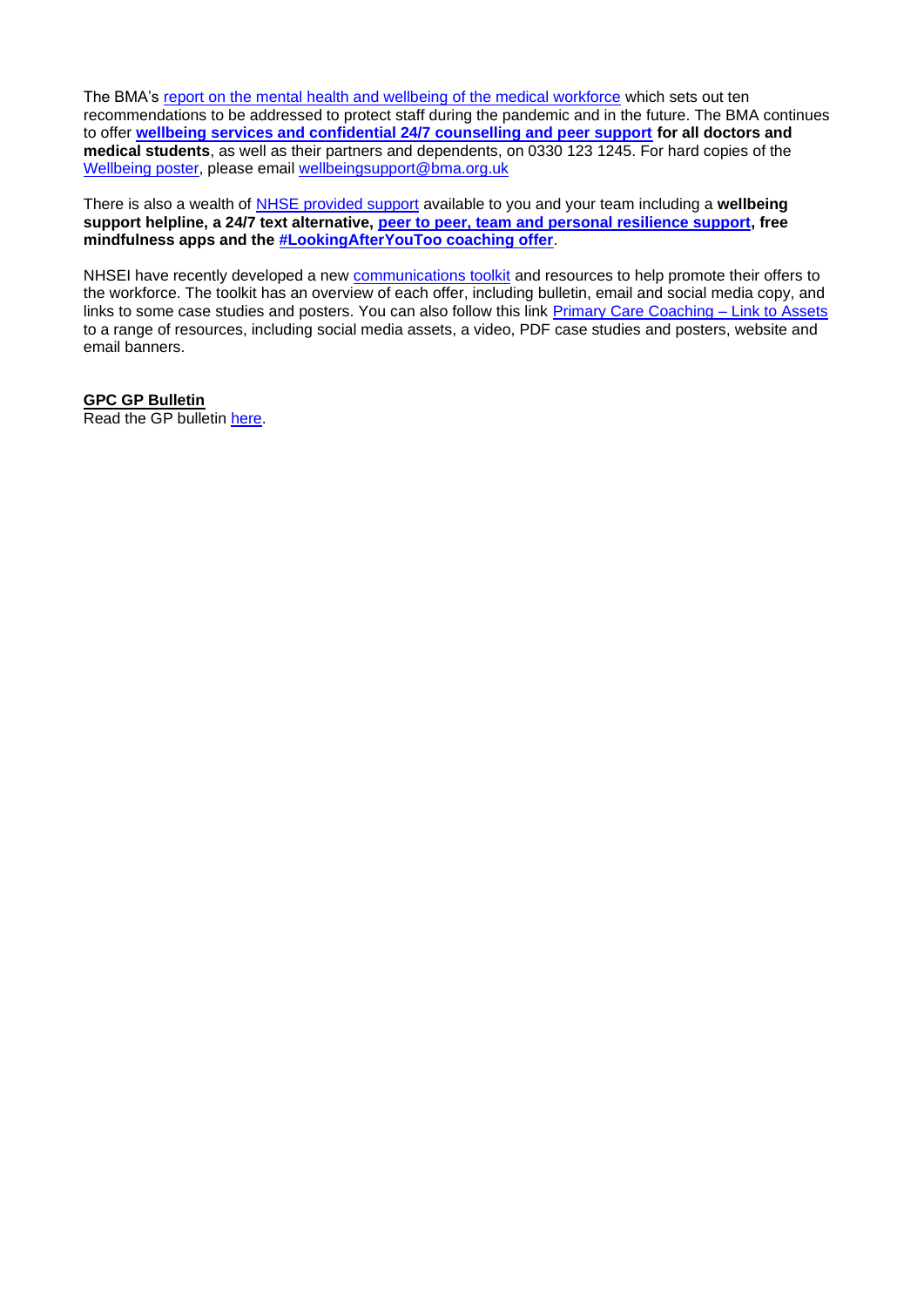The BMA's report on the mental health and wellbeing of the medical workforce which sets out ten recommendations to be addressed to protect staff during the pandemic and in the future. The BMA continues to offer **wellbeing services and confidential 24/7 counselling and peer support for all doctors and medical students**, as well as their partners and dependents, on 0330 123 1245. For hard copies of the Wellbeing poster, please email wellbeingsupport@bma.org.uk

There is also a wealth of NHSE provided support available to you and your team including a **wellbeing support helpline, a 24/7 text alternative, peer to peer, team and personal resilience support, free mindfulness apps and the #LookingAfterYouToo coaching offer**.

NHSEI have recently developed a new communications toolkit and resources to help promote their offers to the workforce. The toolkit has an overview of each offer, including bulletin, email and social media copy, and links to some case studies and posters. You can also follow this link Primary Care Coaching – Link to Assets to a range of resources, including social media assets, a video, PDF case studies and posters, website and email banners.

**GPC GP Bulletin**

Read the GP bulletin here.